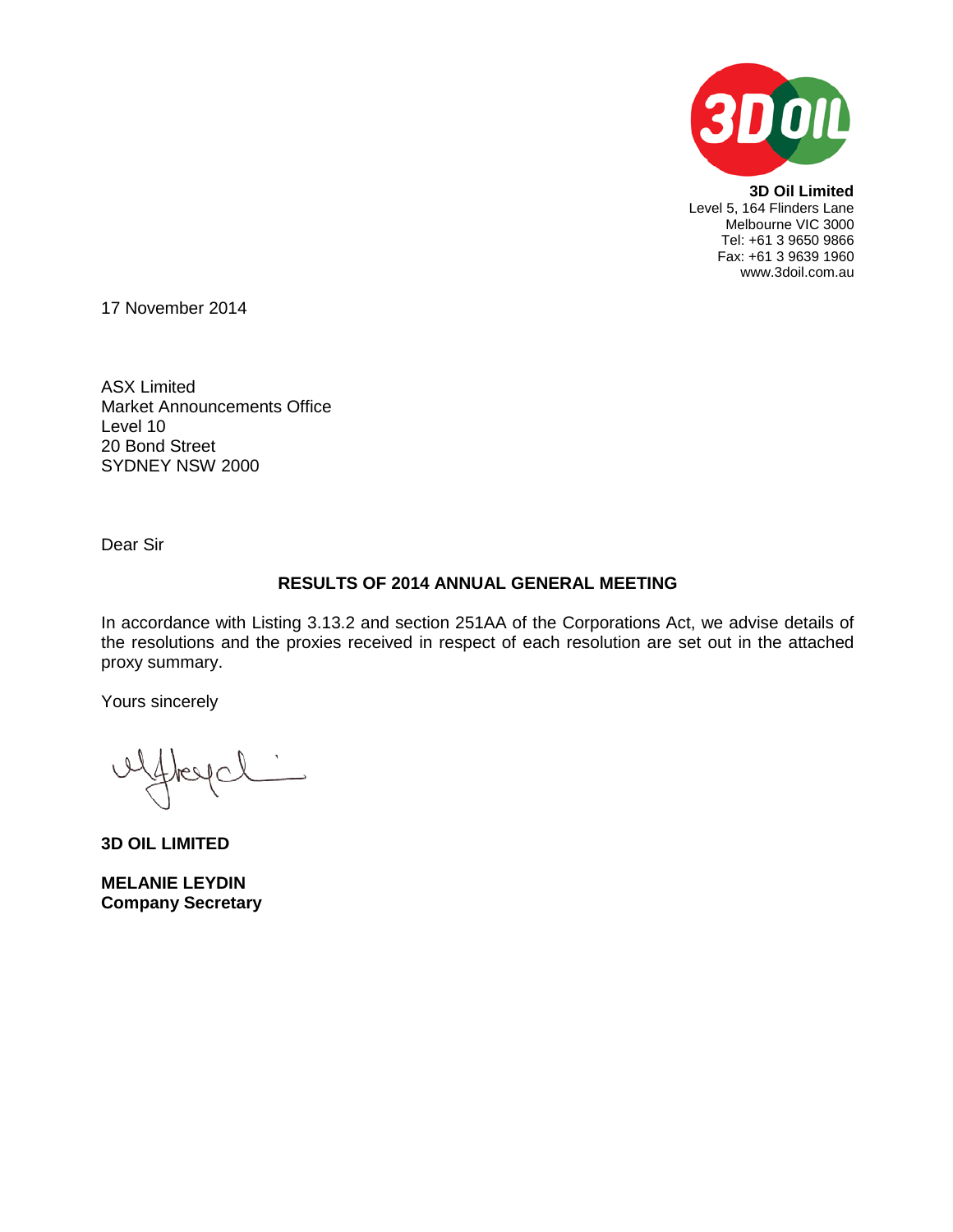**3D Oil Limited**
Level 5, 164 Flinders Lane
Melbourne VIC 3000
Tel: +61 3 9650 9866
Fax: +61 3 9639 1960
www.3doil.com.au

17 November 2014

ASX Limited
Market Announcements Office
Level 10
20 Bond Street
SYDNEY NSW 2000

Dear Sir

**RESULTS OF 2014 ANNUAL GENERAL MEETING**

In accordance with Listing 3.13.2 and section 251AA of the Corporations Act, we advise details of the resolutions and the proxies received in respect of each resolution are set out in the attached proxy summary.

Yours sincerely

**3D OIL LIMITED**

**MELANIE LEYDIN**
**Company Secretary**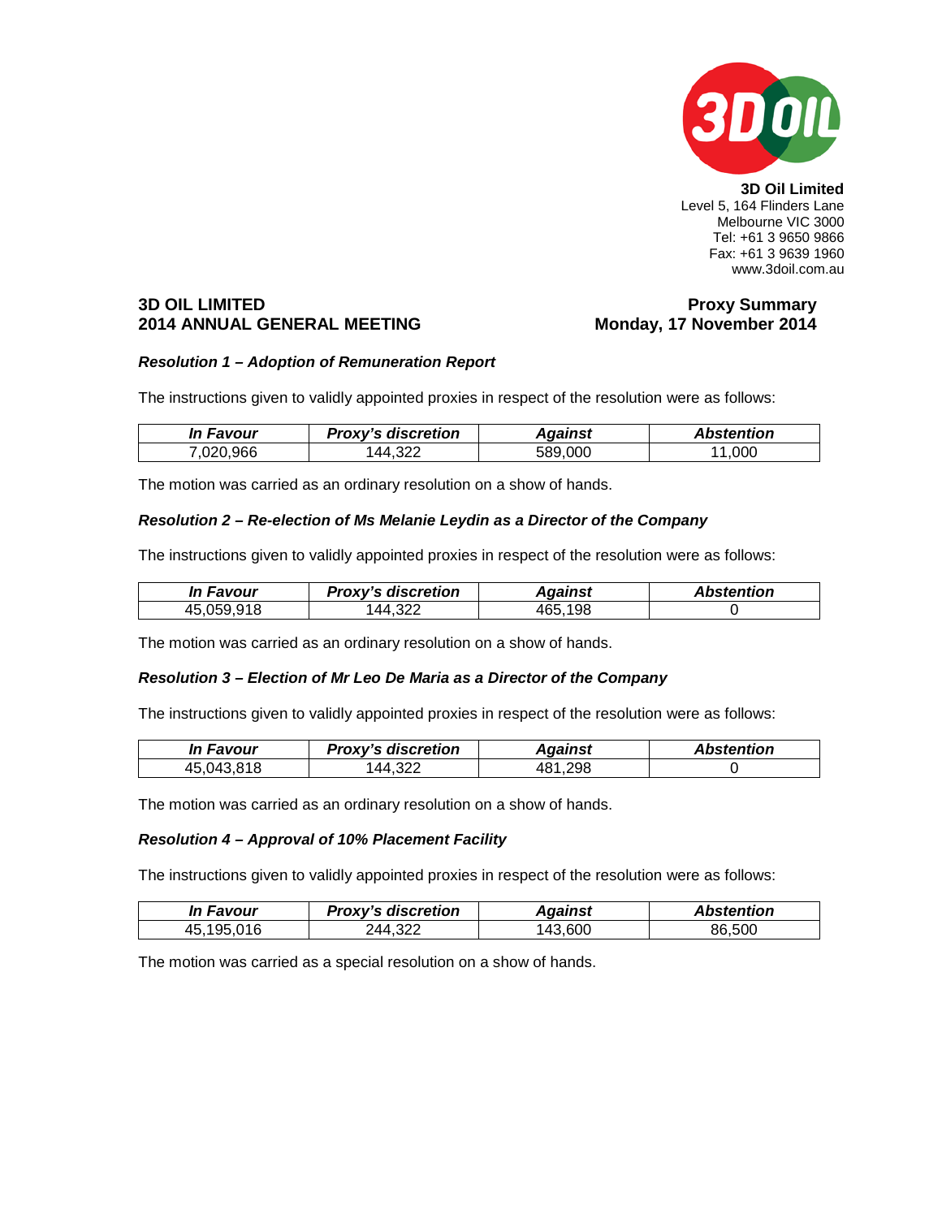**3D Oil Limited**
Level 5, 164 Flinders Lane
Melbourne VIC 3000
Tel: +61 3 9650 9866
Fax: +61 3 9639 1960
www.3doil.com.au

## 3D OIL LIMITED
## 2014 ANNUAL GENERAL MEETING

**Proxy Summary**
**Monday, 17 November 2014**

***Resolution 1 – Adoption of Remuneration Report***

The instructions given to validly appointed proxies in respect of the resolution were as follows:

| *In Favour* | *Proxy's discretion* | *Against* | *Abstention* |
|---|---|---|---|
| 7,020,966 | 144,322 | 589,000 | 11,000 |

The motion was carried as an ordinary resolution on a show of hands.

***Resolution 2 – Re-election of Ms Melanie Leydin as a Director of the Company***

The instructions given to validly appointed proxies in respect of the resolution were as follows:

| *In Favour* | *Proxy's discretion* | *Against* | *Abstention* |
|---|---|---|---|
| 45,059,918 | 144,322 | 465,198 | 0 |

The motion was carried as an ordinary resolution on a show of hands.

***Resolution 3 – Election of Mr Leo De Maria as a Director of the Company***

The instructions given to validly appointed proxies in respect of the resolution were as follows:

| *In Favour* | *Proxy's discretion* | *Against* | *Abstention* |
|---|---|---|---|
| 45,043,818 | 144,322 | 481,298 | 0 |

The motion was carried as an ordinary resolution on a show of hands.

***Resolution 4 – Approval of 10% Placement Facility***

The instructions given to validly appointed proxies in respect of the resolution were as follows:

| *In Favour* | *Proxy's discretion* | *Against* | *Abstention* |
|---|---|---|---|
| 45,195,016 | 244,322 | 143,600 | 86,500 |

The motion was carried as a special resolution on a show of hands.